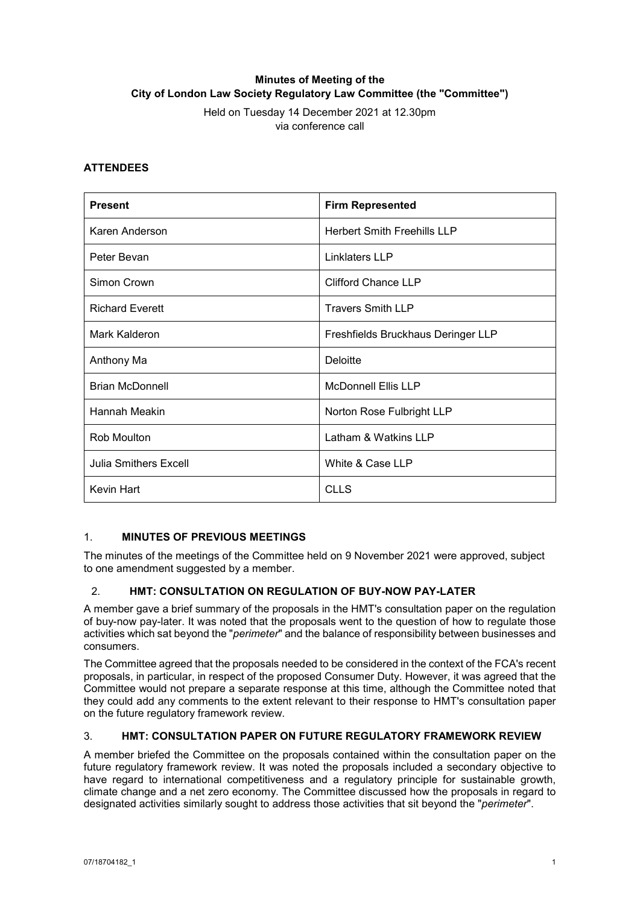# Minutes of Meeting of the City of London Law Society Regulatory Law Committee (the "Committee")

Held on Tuesday 14 December 2021 at 12.30pm
via conference call

## ATTENDEES

| Present | Firm Represented |
|---|---|
| Karen Anderson | Herbert Smith Freehills LLP |
| Peter Bevan | Linklaters LLP |
| Simon Crown | Clifford Chance LLP |
| Richard Everett | Travers Smith LLP |
| Mark Kalderon | Freshfields Bruckhaus Deringer LLP |
| Anthony Ma | Deloitte |
| Brian McDonnell | McDonnell Ellis LLP |
| Hannah Meakin | Norton Rose Fulbright LLP |
| Rob Moulton | Latham & Watkins LLP |
| Julia Smithers Excell | White & Case LLP |
| Kevin Hart | CLLS |

## 1. MINUTES OF PREVIOUS MEETINGS

The minutes of the meetings of the Committee held on 9 November 2021 were approved, subject to one amendment suggested by a member.

## 2. HMT: CONSULTATION ON REGULATION OF BUY-NOW PAY-LATER

A member gave a brief summary of the proposals in the HMT's consultation paper on the regulation of buy-now pay-later. It was noted that the proposals went to the question of how to regulate those activities which sat beyond the "*perimeter*" and the balance of responsibility between businesses and consumers.

The Committee agreed that the proposals needed to be considered in the context of the FCA's recent proposals, in particular, in respect of the proposed Consumer Duty. However, it was agreed that the Committee would not prepare a separate response at this time, although the Committee noted that they could add any comments to the extent relevant to their response to HMT's consultation paper on the future regulatory framework review.

## 3. HMT: CONSULTATION PAPER ON FUTURE REGULATORY FRAMEWORK REVIEW

A member briefed the Committee on the proposals contained within the consultation paper on the future regulatory framework review. It was noted the proposals included a secondary objective to have regard to international competitiveness and a regulatory principle for sustainable growth, climate change and a net zero economy. The Committee discussed how the proposals in regard to designated activities similarly sought to address those activities that sit beyond the "*perimeter*".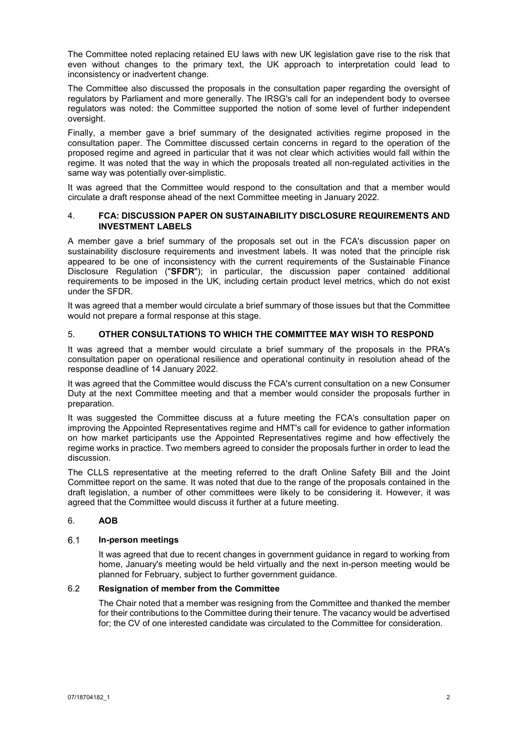The Committee noted replacing retained EU laws with new UK legislation gave rise to the risk that even without changes to the primary text, the UK approach to interpretation could lead to inconsistency or inadvertent change.

The Committee also discussed the proposals in the consultation paper regarding the oversight of regulators by Parliament and more generally. The IRSG's call for an independent body to oversee regulators was noted: the Committee supported the notion of some level of further independent oversight.

Finally, a member gave a brief summary of the designated activities regime proposed in the consultation paper. The Committee discussed certain concerns in regard to the operation of the proposed regime and agreed in particular that it was not clear which activities would fall within the regime. It was noted that the way in which the proposals treated all non-regulated activities in the same way was potentially over-simplistic.

It was agreed that the Committee would respond to the consultation and that a member would circulate a draft response ahead of the next Committee meeting in January 2022.

## 4. FCA: DISCUSSION PAPER ON SUSTAINABILITY DISCLOSURE REQUIREMENTS AND INVESTMENT LABELS

A member gave a brief summary of the proposals set out in the FCA's discussion paper on sustainability disclosure requirements and investment labels. It was noted that the principle risk appeared to be one of inconsistency with the current requirements of the Sustainable Finance Disclosure Regulation ("**SFDR**"); in particular, the discussion paper contained additional requirements to be imposed in the UK, including certain product level metrics, which do not exist under the SFDR.

It was agreed that a member would circulate a brief summary of those issues but that the Committee would not prepare a formal response at this stage.

## 5. OTHER CONSULTATIONS TO WHICH THE COMMITTEE MAY WISH TO RESPOND

It was agreed that a member would circulate a brief summary of the proposals in the PRA's consultation paper on operational resilience and operational continuity in resolution ahead of the response deadline of 14 January 2022.

It was agreed that the Committee would discuss the FCA's current consultation on a new Consumer Duty at the next Committee meeting and that a member would consider the proposals further in preparation.

It was suggested the Committee discuss at a future meeting the FCA's consultation paper on improving the Appointed Representatives regime and HMT's call for evidence to gather information on how market participants use the Appointed Representatives regime and how effectively the regime works in practice. Two members agreed to consider the proposals further in order to lead the discussion.

The CLLS representative at the meeting referred to the draft Online Safety Bill and the Joint Committee report on the same. It was noted that due to the range of the proposals contained in the draft legislation, a number of other committees were likely to be considering it. However, it was agreed that the Committee would discuss it further at a future meeting.

## 6. AOB

### 6.1 In-person meetings

It was agreed that due to recent changes in government guidance in regard to working from home, January's meeting would be held virtually and the next in-person meeting would be planned for February, subject to further government guidance.

### 6.2 Resignation of member from the Committee

The Chair noted that a member was resigning from the Committee and thanked the member for their contributions to the Committee during their tenure. The vacancy would be advertised for; the CV of one interested candidate was circulated to the Committee for consideration.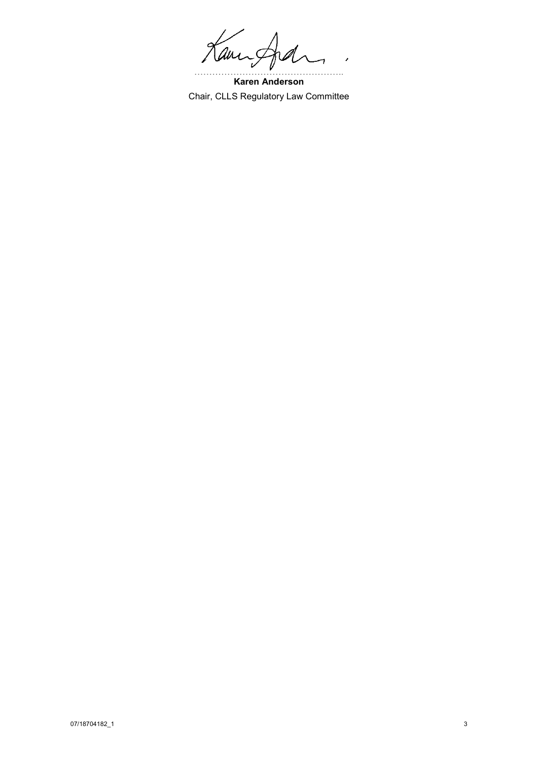……………………………………………

**Karen Anderson**

Chair, CLLS Regulatory Law Committee

07/18704182_1